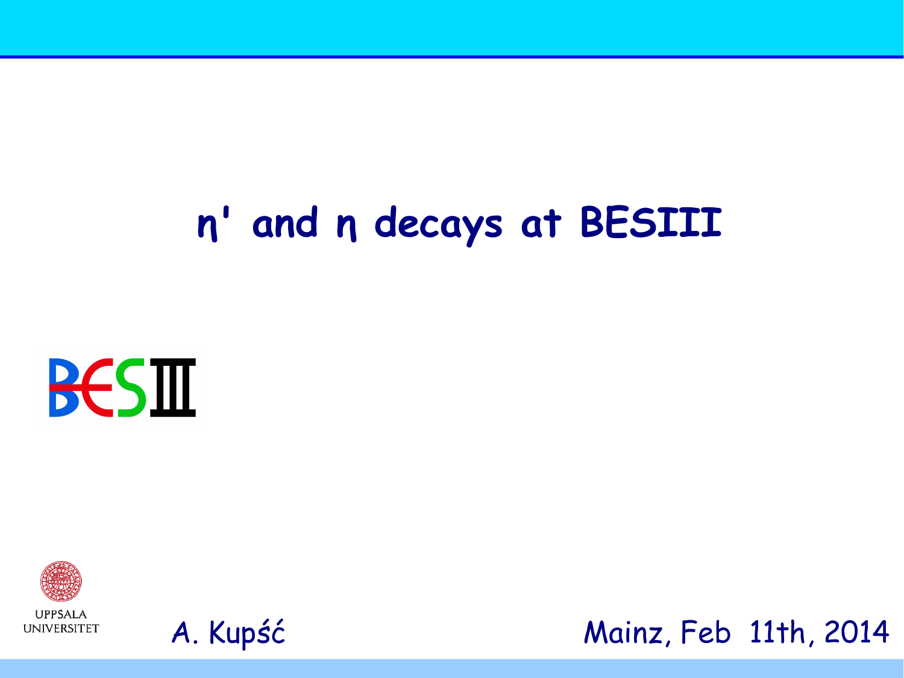# $\eta'$ and $\eta$ decays at BESIII

BESIII

UPPSALA UNIVERSITET

A. Kupść

Mainz, Feb 11th, 2014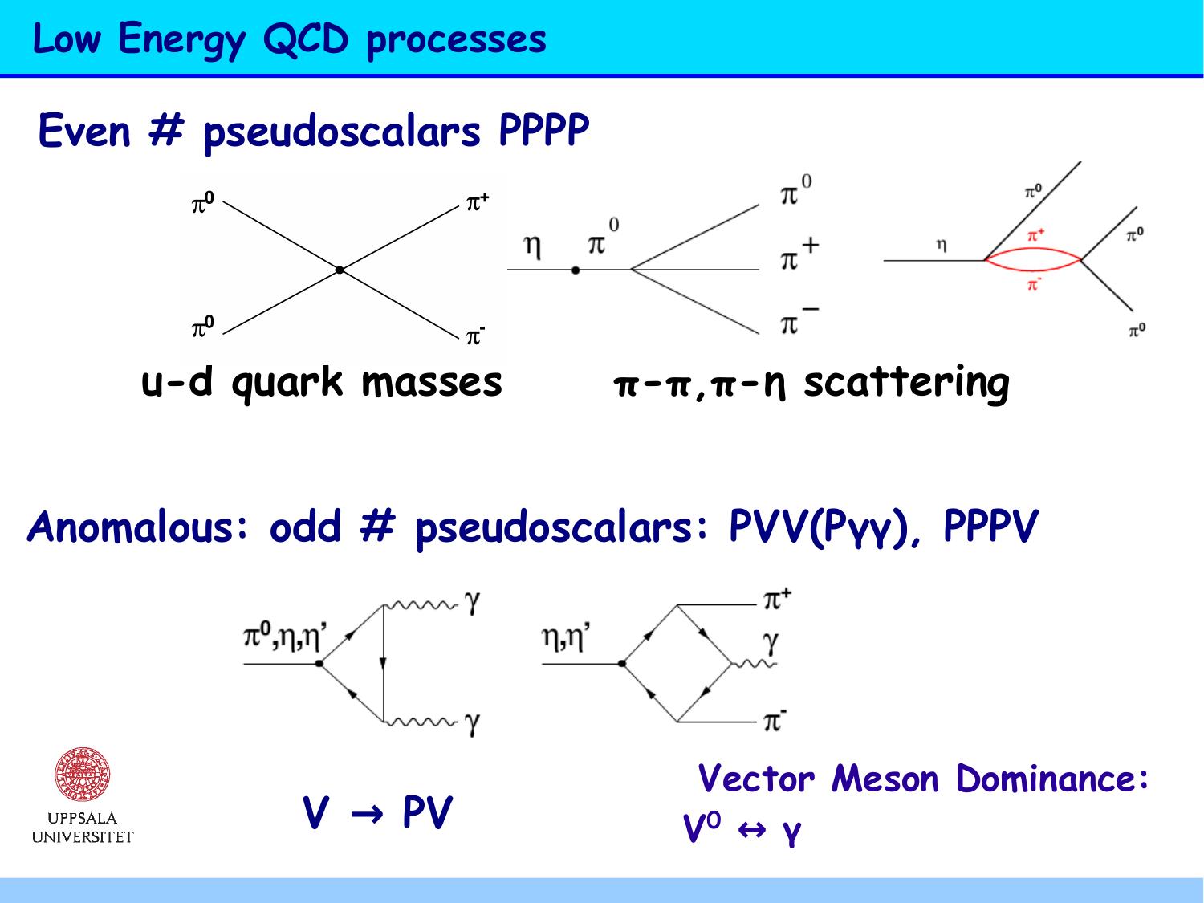# Low Energy QCD processes

## Even # pseudoscalars PPPP

$\pi^0$ $\pi^+$

$\pi^0$ $\pi^-$

$\eta$ $\pi^0$ $\pi^0$ $\pi^+$ $\pi^-$

$\eta$ $\pi^0$ $\pi^+$ $\pi^-$ $\pi^0$ $\pi^0$

**u-d quark masses**

**$\pi$-$\pi$, $\pi$-$\eta$ scattering**

## Anomalous: odd # pseudoscalars: PVV(P$\gamma\gamma$), PPPV

$\pi^0$,$\eta$,$\eta$' $\gamma$ $\gamma$

$\eta$,$\eta$' $\pi^+$ $\gamma$ $\pi^-$

**V → PV**

**Vector Meson Dominance:**

**$V^0 \leftrightarrow \gamma$**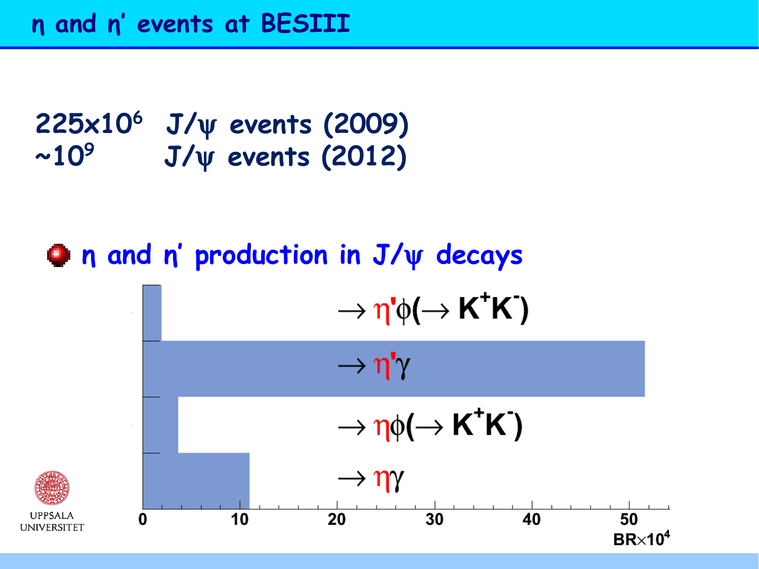# η and η′ events at BESIII

$225 \times 10^6$ J/ψ events (2009)

$\sim 10^9$ J/ψ events (2012)

- η and η′ production in J/ψ decays

$\rightarrow \eta'\phi(\rightarrow K^+K^-)$

$\rightarrow \eta'\gamma$

$\rightarrow \eta\phi(\rightarrow K^+K^-)$

$\rightarrow \eta\gamma$

0 10 20 30 40 50

BR$\times 10^4$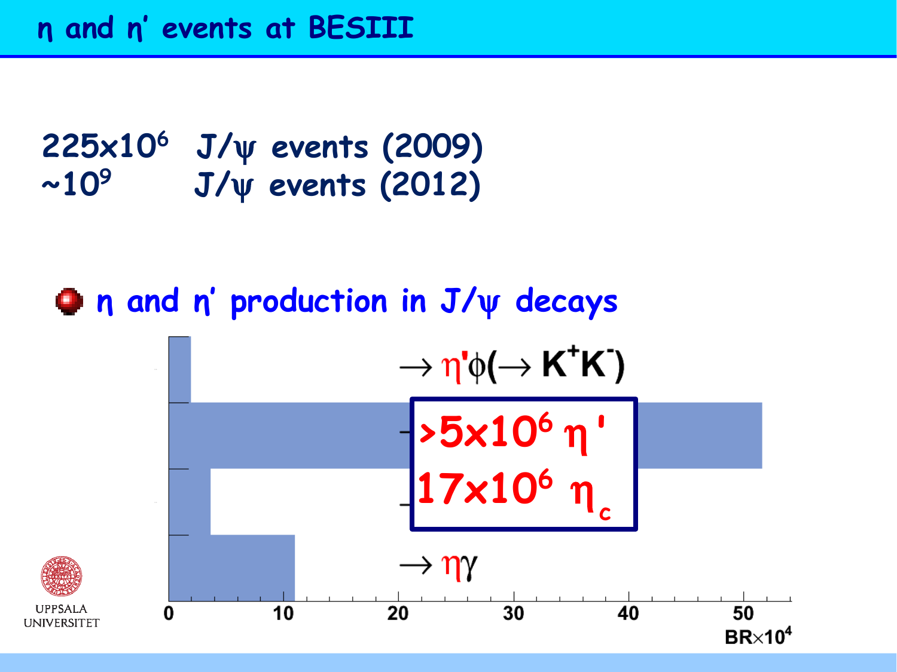# η and η′ events at BESIII

$225 \times 10^6$ J/ψ events (2009)

$\sim 10^9$ J/ψ events (2012)

- η and η′ production in J/ψ decays

$\rightarrow \eta' \phi (\rightarrow K^+ K^-)$

**>$5 \times 10^6$ η'**

**$17 \times 10^6$ $\eta_c$**

$\rightarrow \eta\gamma$

0 10 20 30 40 50

BR×$10^4$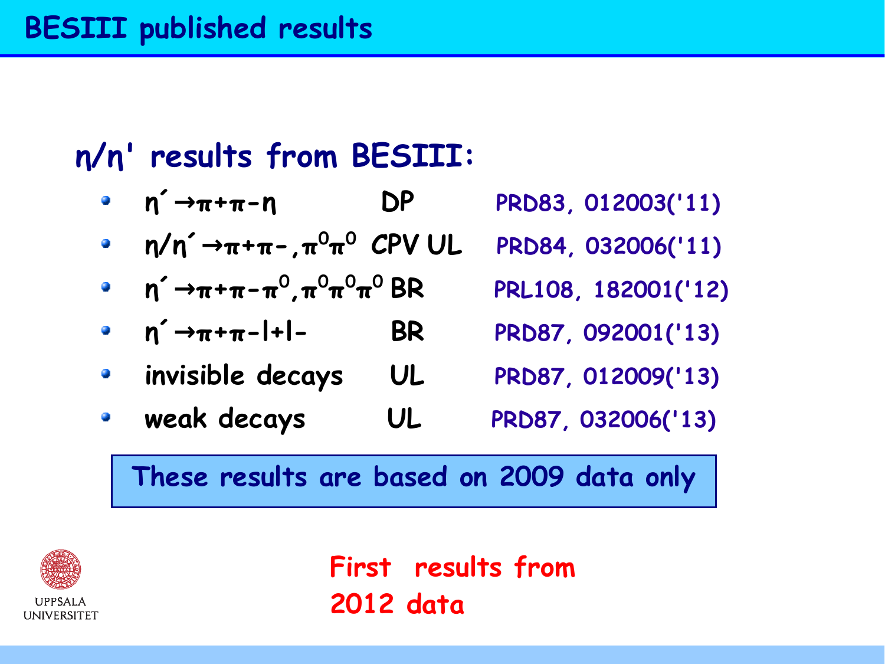# BESIII published results

## η/η' results from BESIII:

| | | |
|---|---|---|
| $\eta' \to \pi^+\pi^-\eta$ | DP | PRD83, 012003('11) |
| $\eta/\eta' \to \pi^+\pi^-, \pi^0\pi^0$ | CPV UL | PRD84, 032006('11) |
| $\eta' \to \pi^+\pi^-\pi^0, \pi^0\pi^0\pi^0$ | BR | PRL108, 182001('12) |
| $\eta' \to \pi^+\pi^- l^+ l^-$ | BR | PRD87, 092001('13) |
| invisible decays | UL | PRD87, 012009('13) |
| weak decays | UL | PRD87, 032006('13) |

**These results are based on 2009 data only**

UPPSALA UNIVERSITET

**First results from 2012 data**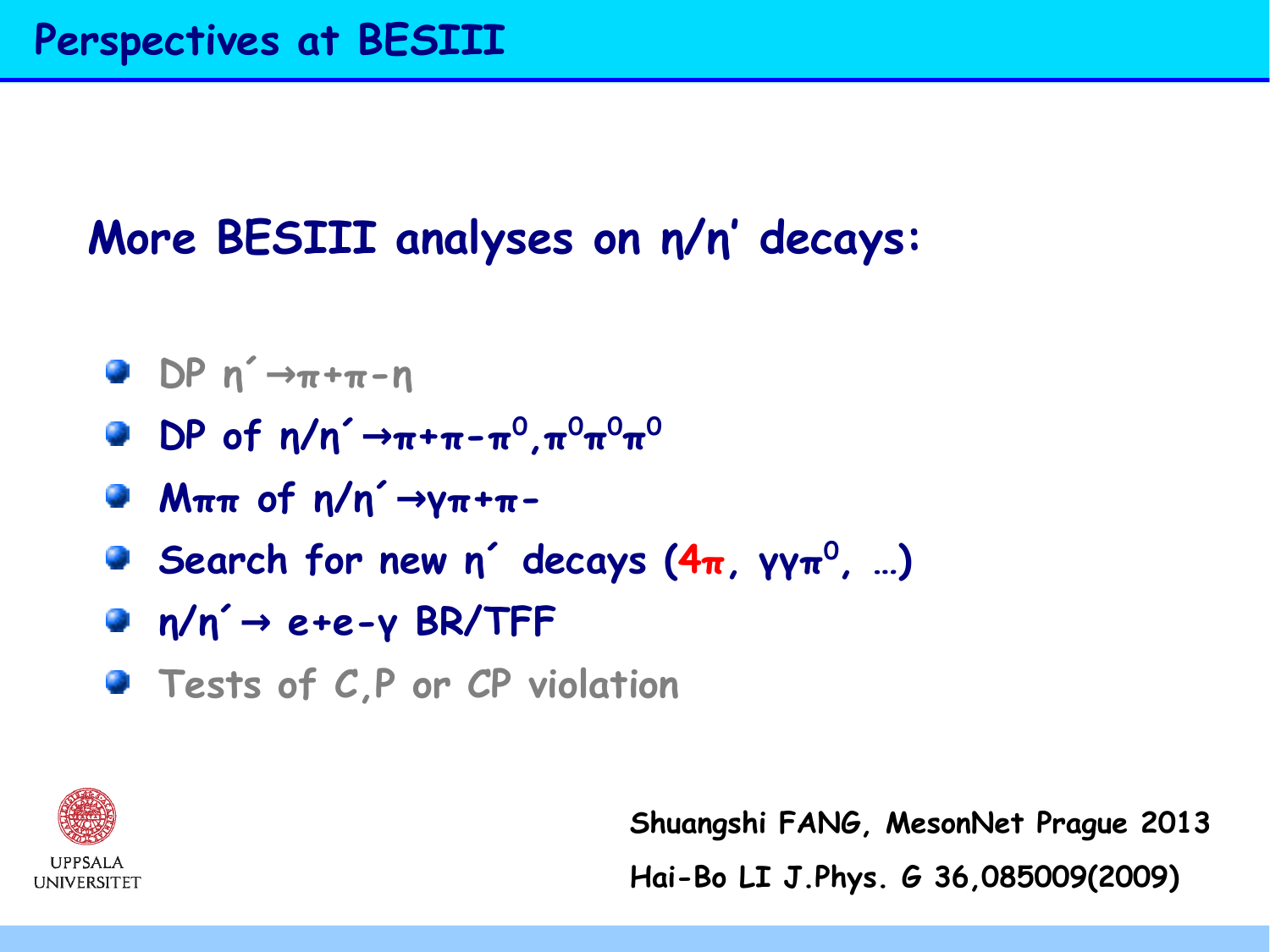# Perspectives at BESIII

## More BESIII analyses on η/η' decays:

- DP $\eta' \to \pi^+\pi^-\eta$
- DP of $\eta/\eta' \to \pi^+\pi^-\pi^0, \pi^0\pi^0\pi^0$
- $M_{\pi\pi}$ of $\eta/\eta' \to \gamma\pi^+\pi^-$
- Search for new η' decays (**4π**, $\gamma\gamma\pi^0$, …)
- $\eta/\eta' \to e^+e^-\gamma$ BR/TFF
- Tests of C,P or CP violation

Shuangshi FANG, MesonNet Prague 2013

Hai-Bo LI J.Phys. G 36,085009(2009)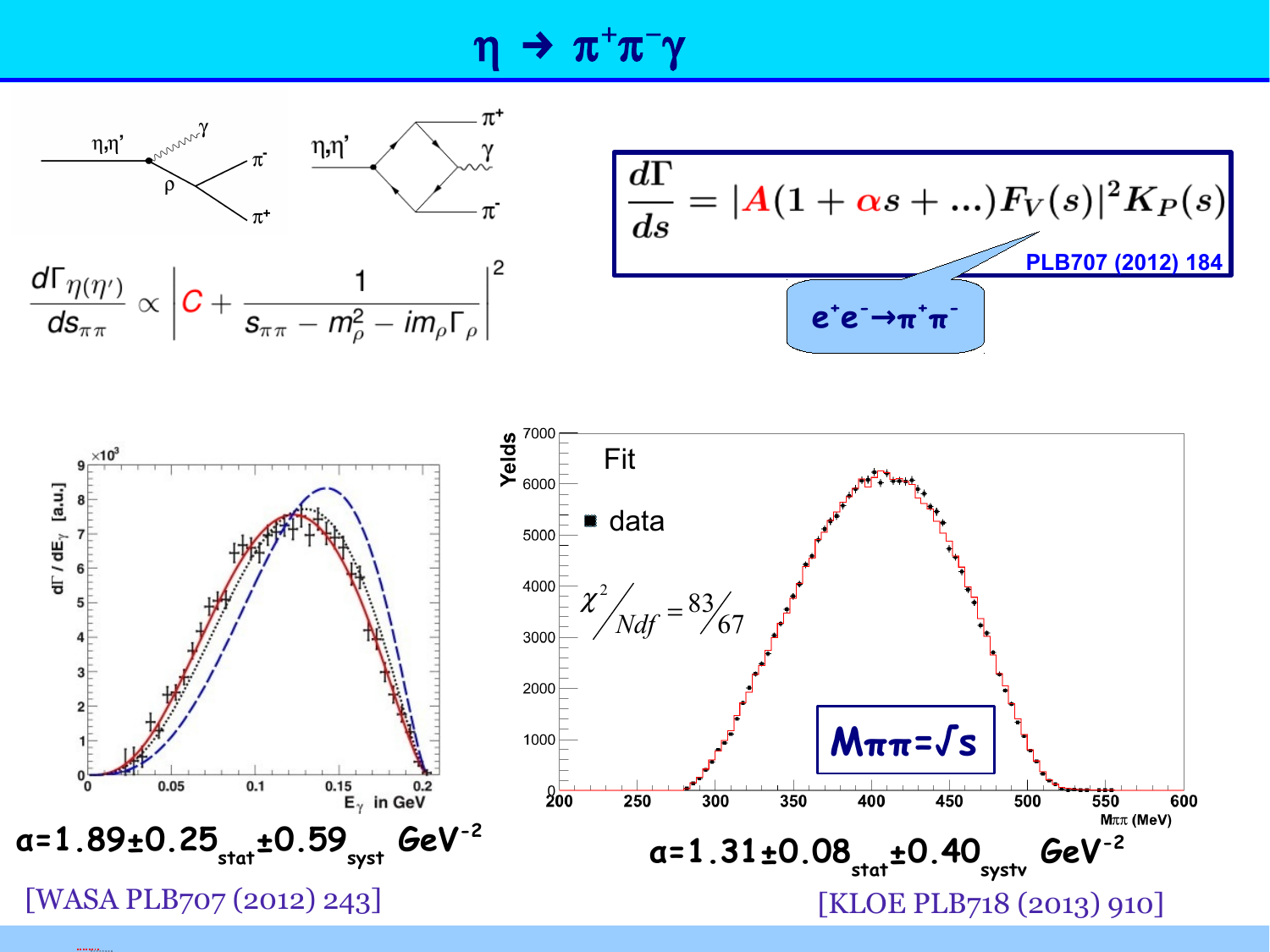# $\eta \to \pi^+\pi^-\gamma$

$$\frac{d\Gamma_{\eta(\eta')}}{ds_{\pi\pi}} \propto \left| C + \frac{1}{s_{\pi\pi} - m_\rho^2 - i m_\rho \Gamma_\rho} \right|^2$$

$$\frac{d\Gamma}{ds} = |A(1 + \alpha s + \ldots)F_V(s)|^2 K_P(s)$$

PLB707 (2012) 184

$e^+e^- \to \pi^+\pi^-$

$\chi^2/Ndf = 83/67$

$M_{\pi\pi} = \sqrt{s}$

$\alpha = 1.89 \pm 0.25_{stat} \pm 0.59_{syst}$ $GeV^{-2}$

[WASA PLB707 (2012) 243]

$\alpha = 1.31 \pm 0.08_{stat} \pm 0.40_{systv}$ $GeV^{-2}$

[KLOE PLB718 (2013) 910]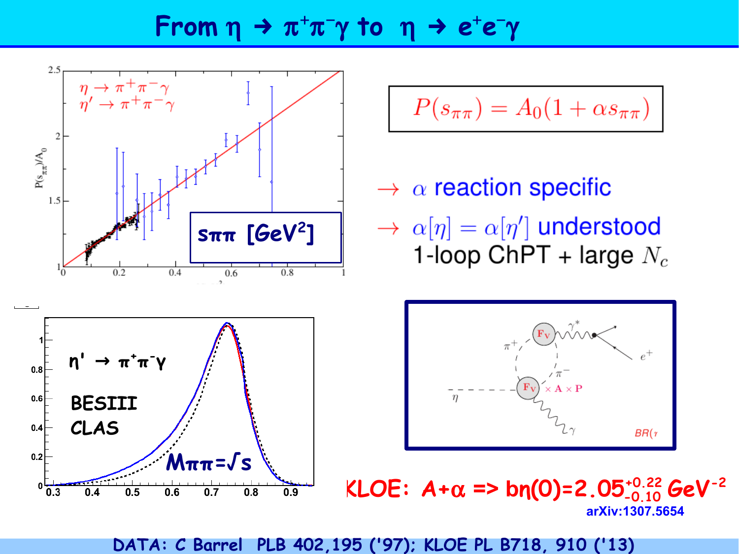# From $\eta \to \pi^+\pi^-\gamma$ to $\eta \to e^+e^-\gamma$

$$P(s_{\pi\pi}) = A_0(1 + \alpha s_{\pi\pi})$$

→ $\alpha$ reaction specific

→ $\alpha[\eta] = \alpha[\eta']$ understood
1-loop ChPT + large $N_c$

$s_{\pi\pi}$ [GeV$^2$]

$\eta' \to \pi^+\pi^-\gamma$

BESIII

CLAS

$M_{\pi\pi} = \sqrt{s}$

KLOE: $A+\alpha \Rightarrow b\eta(0)=2.05^{+0.22}_{-0.10}$ GeV$^{-2}$

arXiv:1307.5654

DATA: C Barrel PLB 402,195 ('97); KLOE PL B718, 910 ('13)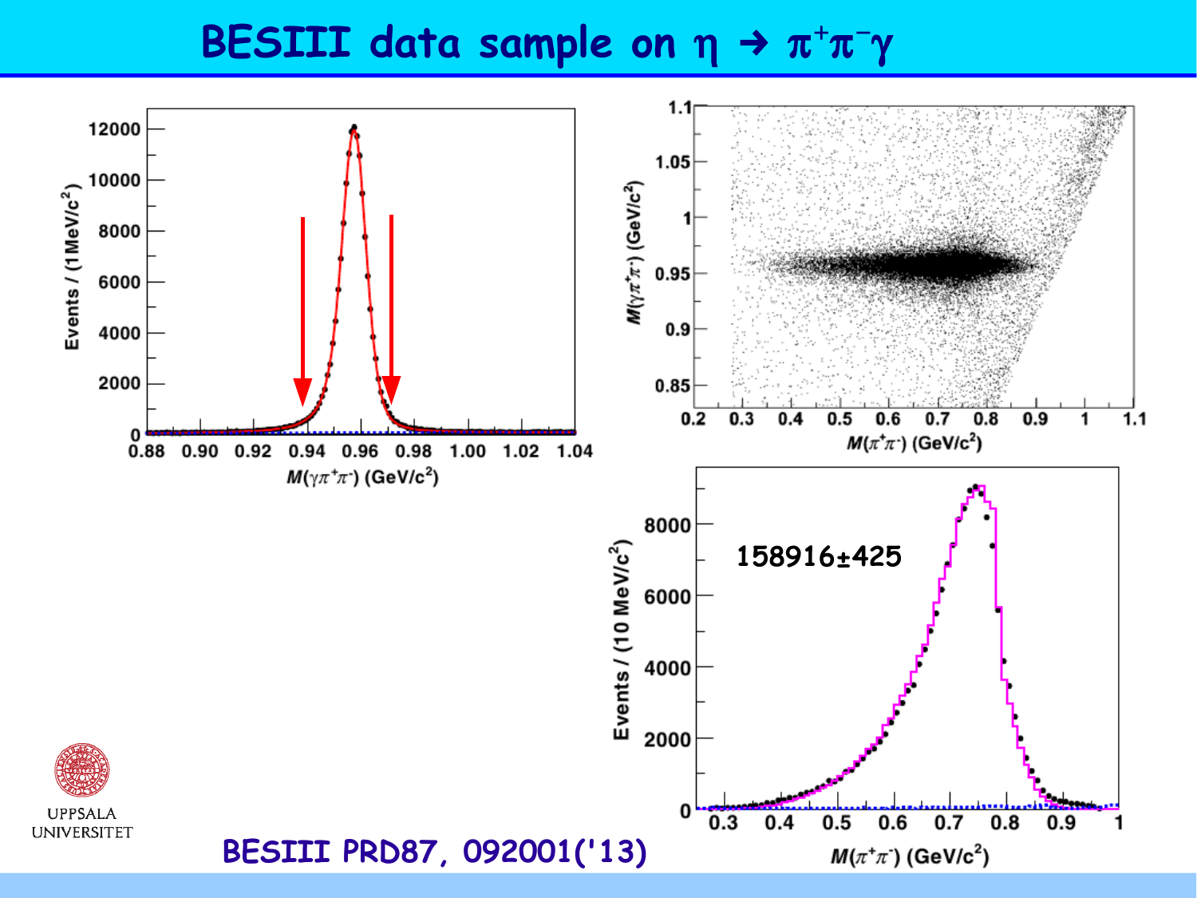# BESIII data sample on $\eta \rightarrow \pi^+\pi^-\gamma$

158916±425

BESIII PRD87, 092001('13)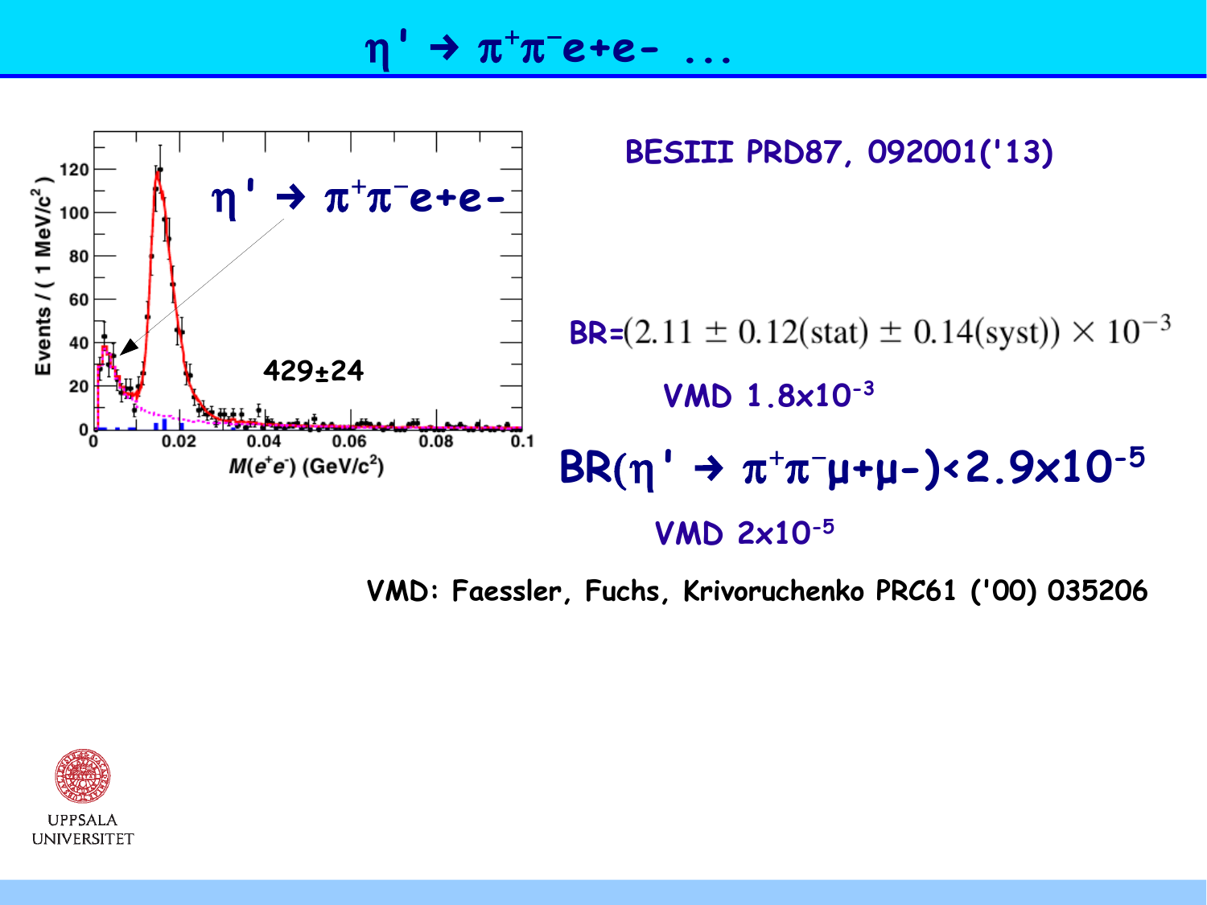# $\eta' \to \pi^+\pi^- e^+e^-$ ...

BESIII PRD87, 092001('13)

BR=$(2.11 \pm 0.12(\text{stat}) \pm 0.14(\text{syst})) \times 10^{-3}$

VMD $1.8\times10^{-3}$

BR($\eta' \to \pi^+\pi^-\mu^+\mu^-$)$<2.9\times10^{-5}$

VMD $2\times10^{-5}$

VMD: Faessler, Fuchs, Krivoruchenko PRC61 ('00) 035206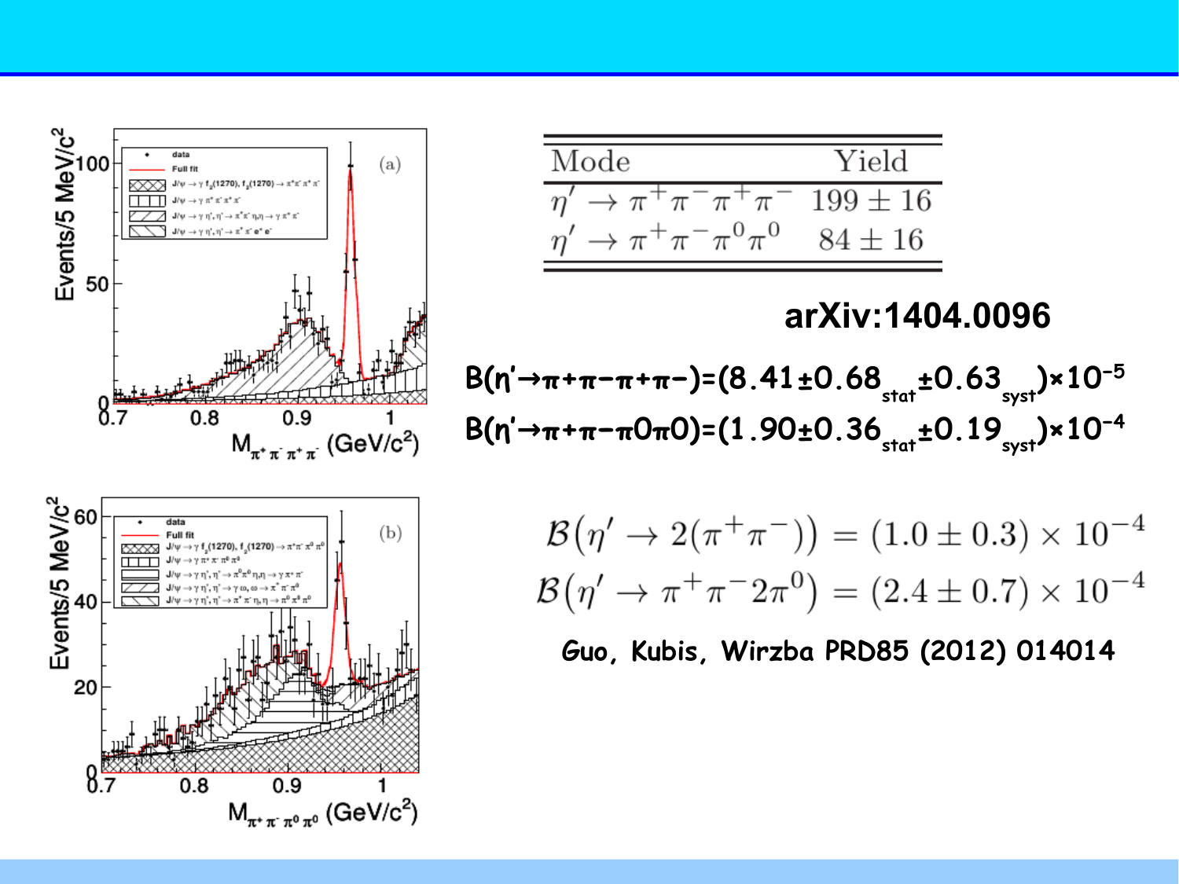| Mode | Yield |
|---|---|
| $\eta' \to \pi^+\pi^-\pi^+\pi^-$ | $199 \pm 16$ |
| $\eta' \to \pi^+\pi^-\pi^0\pi^0$ | $84 \pm 16$ |

**arXiv:1404.0096**

$B(\eta' \to \pi^+\pi^-\pi^+\pi^-) = (8.41 \pm 0.68_{stat} \pm 0.63_{syst}) \times 10^{-5}$

$B(\eta' \to \pi^+\pi^-\pi^0\pi^0) = (1.90 \pm 0.36_{stat} \pm 0.19_{syst}) \times 10^{-4}$

$$\mathcal{B}(\eta' \to 2(\pi^+\pi^-)) = (1.0 \pm 0.3) \times 10^{-4}$$

$$\mathcal{B}(\eta' \to \pi^+\pi^- 2\pi^0) = (2.4 \pm 0.7) \times 10^{-4}$$

**Guo, Kubis, Wirzba PRD85 (2012) 014014**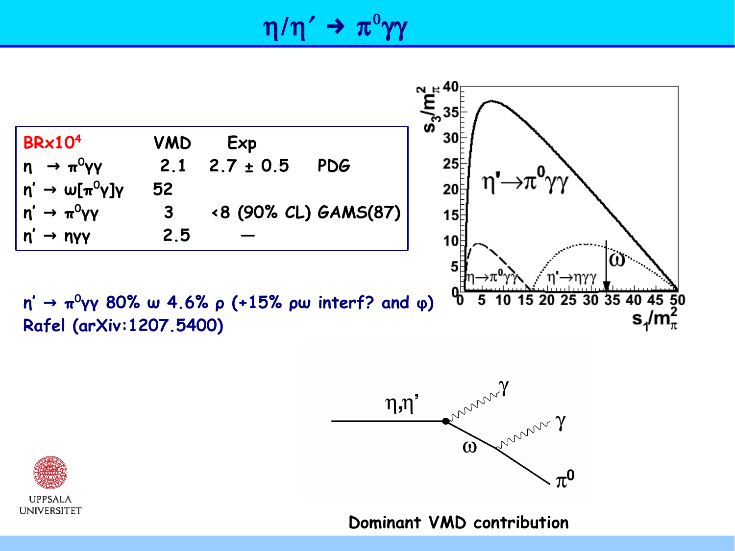# $\eta/\eta' \to \pi^0\gamma\gamma$

| $BR \times 10^4$ | VMD | Exp | |
|---|---|---|---|
| $\eta \to \pi^0\gamma\gamma$ | 2.1 | $2.7 \pm 0.5$ | PDG |
| $\eta' \to \omega[\pi^0\gamma]\gamma$ | 52 | | |
| $\eta' \to \pi^0\gamma\gamma$ | 3 | <8 (90% CL) | GAMS(87) |
| $\eta' \to \eta\gamma\gamma$ | 2.5 | — | |

$\eta' \to \pi^0\gamma\gamma$ 80% $\omega$ 4.6% $\rho$ (+15% $\rho\omega$ interf? and $\phi$)
Rafel (arXiv:1207.5400)

Dominant VMD contribution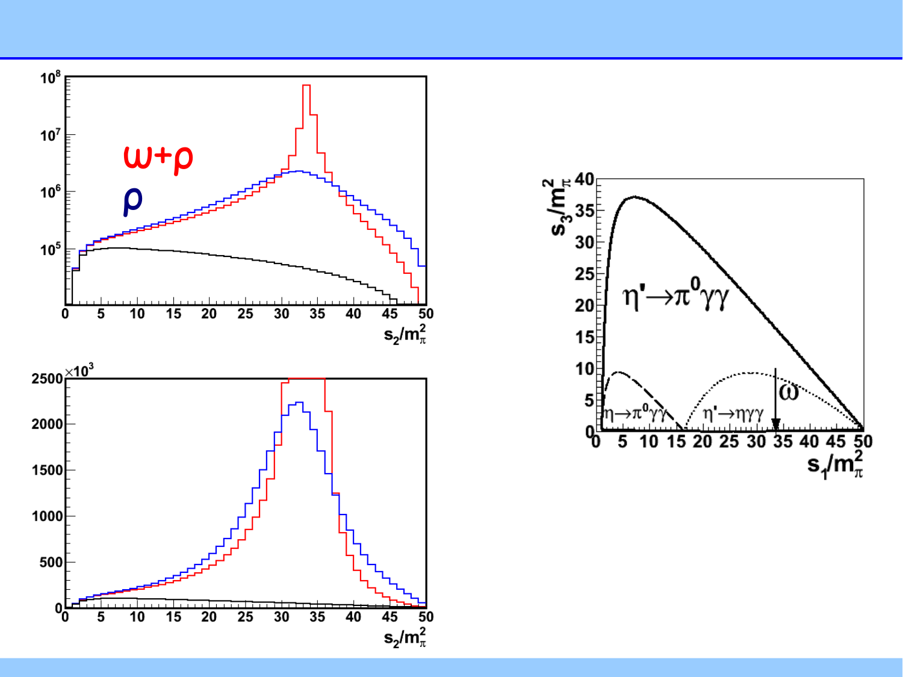$\omega+\rho$

$\rho$

$s_2/m_\pi^2$

$s_2/m_\pi^2$

$s_3/m_\pi^2$

$\eta' \to \pi^0 \gamma\gamma$

$\eta \to \pi^0 \gamma\gamma$

$\eta' \to \eta\gamma\gamma$

$\omega$

$s_1/m_\pi^2$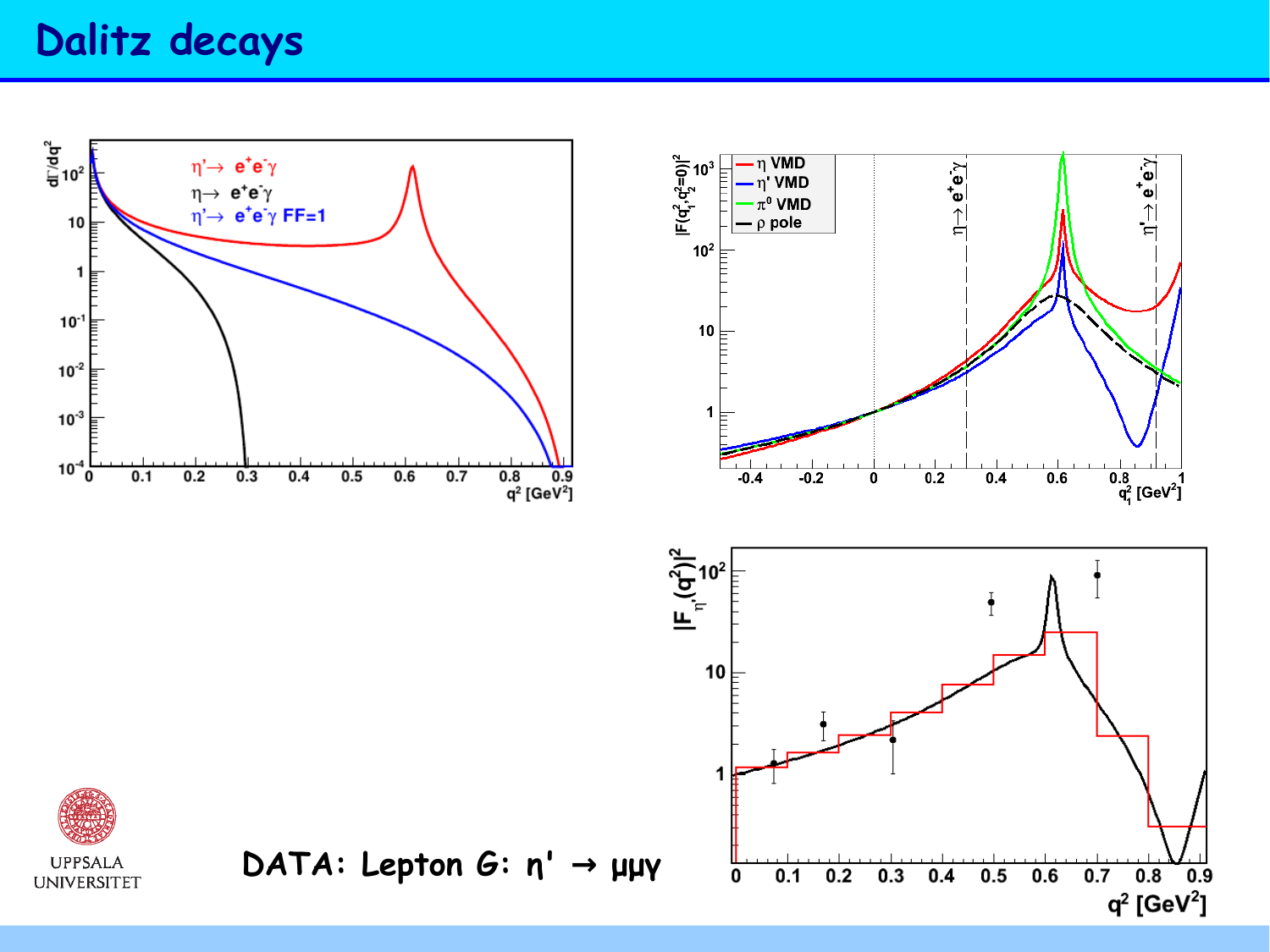# Dalitz decays

DATA: Lepton G: $\eta' \to \mu\mu\gamma$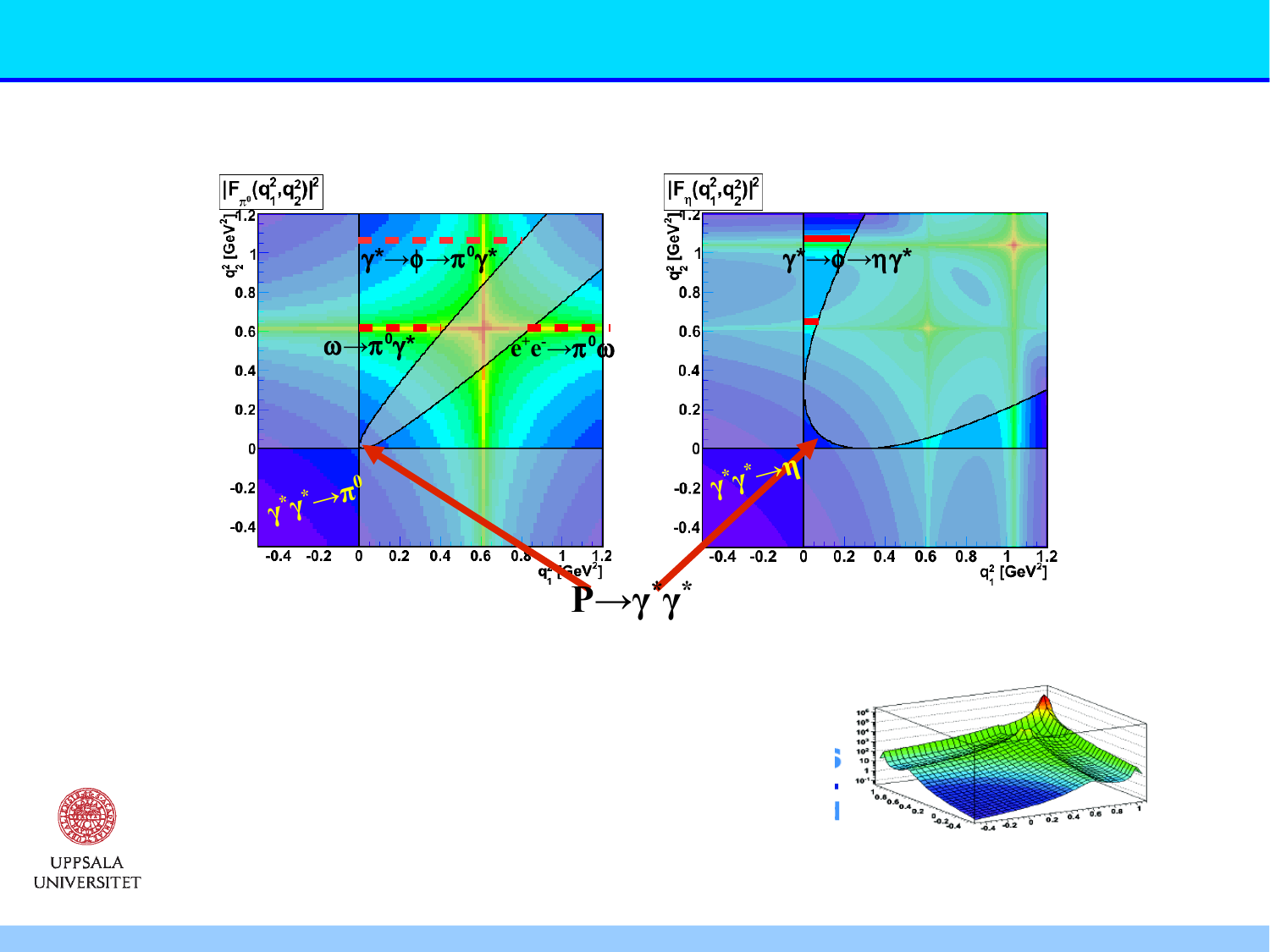$|F_{\pi^0}(q_1^2,q_2^2)|^2$

$|F_{\eta}(q_1^2,q_2^2)|^2$

$\gamma^* \to \phi \to \pi^0\gamma^*$

$\omega \to \pi^0\gamma^*$

$e^+e^- \to \pi^0\omega$

$\gamma^*\gamma^* \to \pi^0$

$\gamma^* \to \phi \to \eta\gamma^*$

$\gamma^*\gamma^* \to \eta$

$P \to \gamma^*\gamma^*$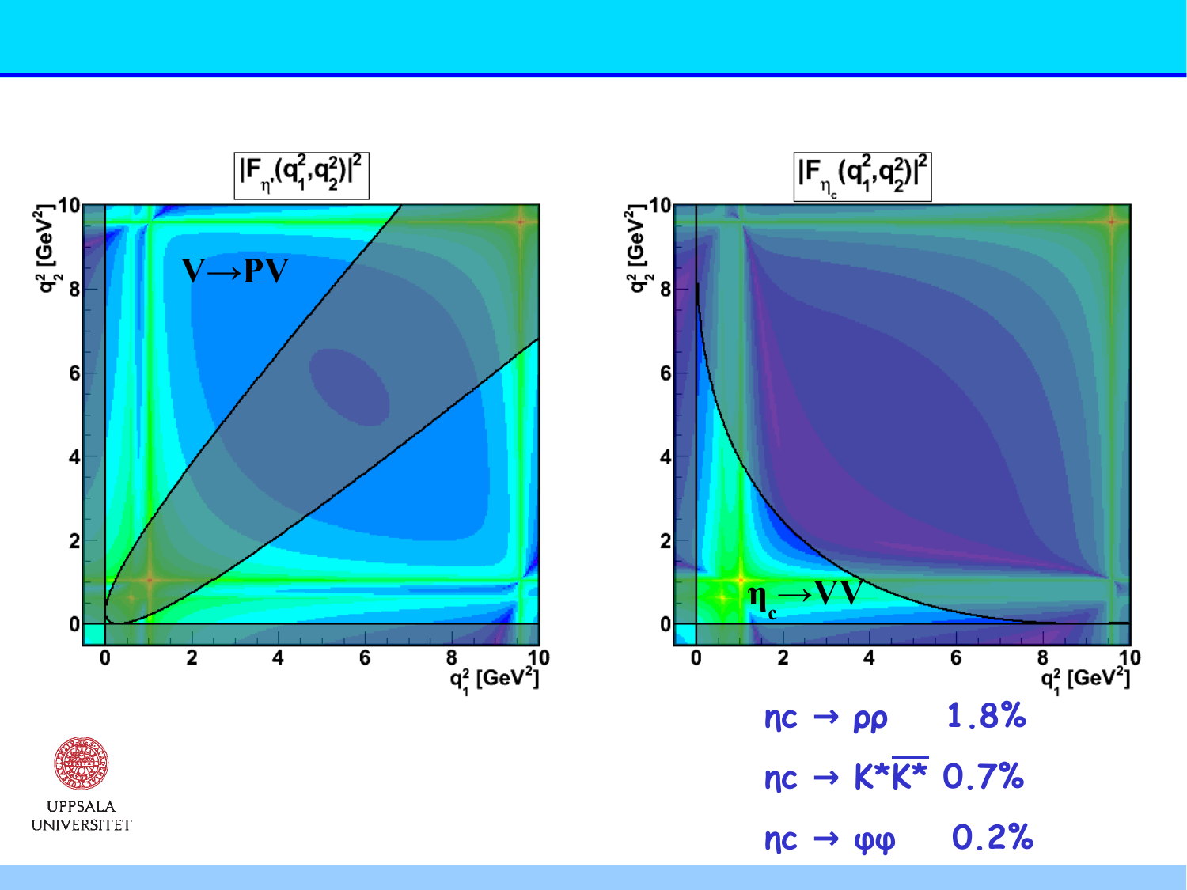$|F_{\eta'}(q_1^2,q_2^2)|^2$

$|F_{\eta_c}(q_1^2,q_2^2)|^2$

$V \rightarrow PV$

$\eta_c \rightarrow VV$

$\eta c \rightarrow \rho\rho$ 1.8%

$\eta c \rightarrow K^*\overline{K^*}$ 0.7%

$\eta c \rightarrow \varphi\varphi$ 0.2%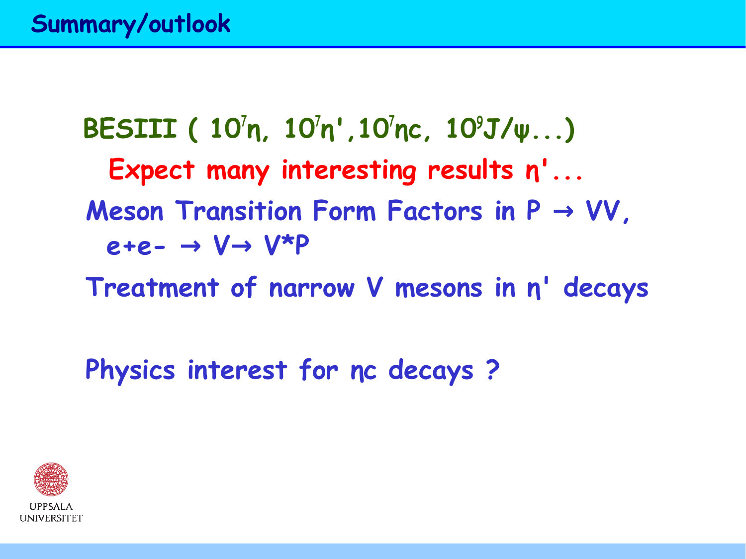# Summary/outlook

BESIII ( $10^7\eta$, $10^7\eta'$, $10^7\eta_c$, $10^9 J/\psi$...)

Expect many interesting results $\eta'$...

Meson Transition Form Factors in $P \rightarrow VV$, $e^+e^- \rightarrow V \rightarrow V^*P$

Treatment of narrow V mesons in $\eta'$ decays

Physics interest for $\eta_c$ decays ?

UPPSALA UNIVERSITET